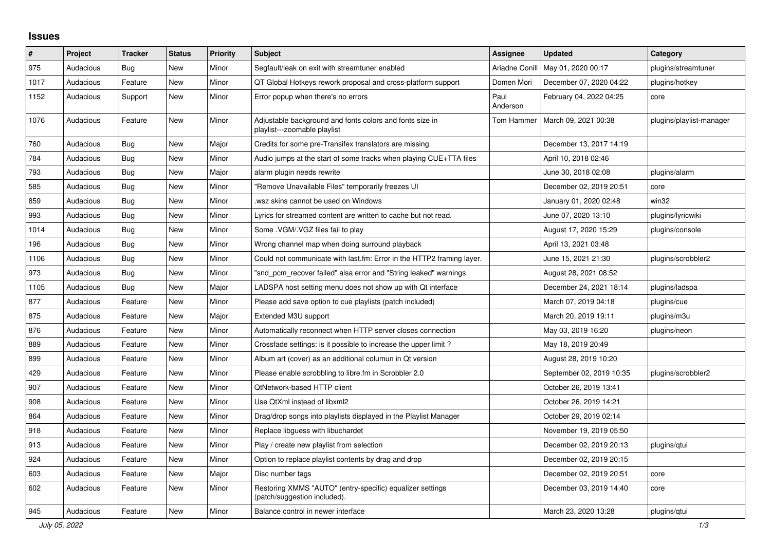## Issues

| # | Project | Tracker | Status | Priority | Subject | Assignee | Updated | Category |
|---|---|---|---|---|---|---|---|---|
| 975 | Audacious | Bug | New | Minor | Segfault/leak on exit with streamtuner enabled | Ariadne Conill | May 01, 2020 00:17 | plugins/streamtuner |
| 1017 | Audacious | Feature | New | Minor | QT Global Hotkeys rework proposal and cross-platform support | Domen Mori | December 07, 2020 04:22 | plugins/hotkey |
| 1152 | Audacious | Support | New | Minor | Error popup when there's no errors | Paul Anderson | February 04, 2022 04:25 | core |
| 1076 | Audacious | Feature | New | Minor | Adjustable background and fonts colors and fonts size in playlist---zoomable playlist | Tom Hammer | March 09, 2021 00:38 | plugins/playlist-manager |
| 760 | Audacious | Bug | New | Major | Credits for some pre-Transifex translators are missing | | December 13, 2017 14:19 | |
| 784 | Audacious | Bug | New | Minor | Audio jumps at the start of some tracks when playing CUE+TTA files | | April 10, 2018 02:46 | |
| 793 | Audacious | Bug | New | Major | alarm plugin needs rewrite | | June 30, 2018 02:08 | plugins/alarm |
| 585 | Audacious | Bug | New | Minor | "Remove Unavailable Files" temporarily freezes UI | | December 02, 2019 20:51 | core |
| 859 | Audacious | Bug | New | Minor | .wsz skins cannot be used on Windows | | January 01, 2020 02:48 | win32 |
| 993 | Audacious | Bug | New | Minor | Lyrics for streamed content are written to cache but not read. | | June 07, 2020 13:10 | plugins/lyricwiki |
| 1014 | Audacious | Bug | New | Minor | Some .VGM/.VGZ files fail to play | | August 17, 2020 15:29 | plugins/console |
| 196 | Audacious | Bug | New | Minor | Wrong channel map when doing surround playback | | April 13, 2021 03:48 | |
| 1106 | Audacious | Bug | New | Minor | Could not communicate with last.fm: Error in the HTTP2 framing layer. | | June 15, 2021 21:30 | plugins/scrobbler2 |
| 973 | Audacious | Bug | New | Minor | "snd_pcm_recover failed" alsa error and "String leaked" warnings | | August 28, 2021 08:52 | |
| 1105 | Audacious | Bug | New | Major | LADSPA host setting menu does not show up with Qt interface | | December 24, 2021 18:14 | plugins/ladspa |
| 877 | Audacious | Feature | New | Minor | Please add save option to cue playlists (patch included) | | March 07, 2019 04:18 | plugins/cue |
| 875 | Audacious | Feature | New | Major | Extended M3U support | | March 20, 2019 19:11 | plugins/m3u |
| 876 | Audacious | Feature | New | Minor | Automatically reconnect when HTTP server closes connection | | May 03, 2019 16:20 | plugins/neon |
| 889 | Audacious | Feature | New | Minor | Crossfade settings: is it possible to increase the upper limit ? | | May 18, 2019 20:49 | |
| 899 | Audacious | Feature | New | Minor | Album art (cover) as an additional columun in Qt version | | August 28, 2019 10:20 | |
| 429 | Audacious | Feature | New | Minor | Please enable scrobbling to libre.fm in Scrobbler 2.0 | | September 02, 2019 10:35 | plugins/scrobbler2 |
| 907 | Audacious | Feature | New | Minor | QtNetwork-based HTTP client | | October 26, 2019 13:41 | |
| 908 | Audacious | Feature | New | Minor | Use QtXml instead of libxml2 | | October 26, 2019 14:21 | |
| 864 | Audacious | Feature | New | Minor | Drag/drop songs into playlists displayed in the Playlist Manager | | October 29, 2019 02:14 | |
| 918 | Audacious | Feature | New | Minor | Replace libguess with libuchardet | | November 19, 2019 05:50 | |
| 913 | Audacious | Feature | New | Minor | Play / create new playlist from selection | | December 02, 2019 20:13 | plugins/qtui |
| 924 | Audacious | Feature | New | Minor | Option to replace playlist contents by drag and drop | | December 02, 2019 20:15 | |
| 603 | Audacious | Feature | New | Major | Disc number tags | | December 02, 2019 20:51 | core |
| 602 | Audacious | Feature | New | Minor | Restoring XMMS "AUTO" (entry-specific) equalizer settings (patch/suggestion included). | | December 03, 2019 14:40 | core |
| 945 | Audacious | Feature | New | Minor | Balance control in newer interface | | March 23, 2020 13:28 | plugins/qtui |

*July 05, 2022*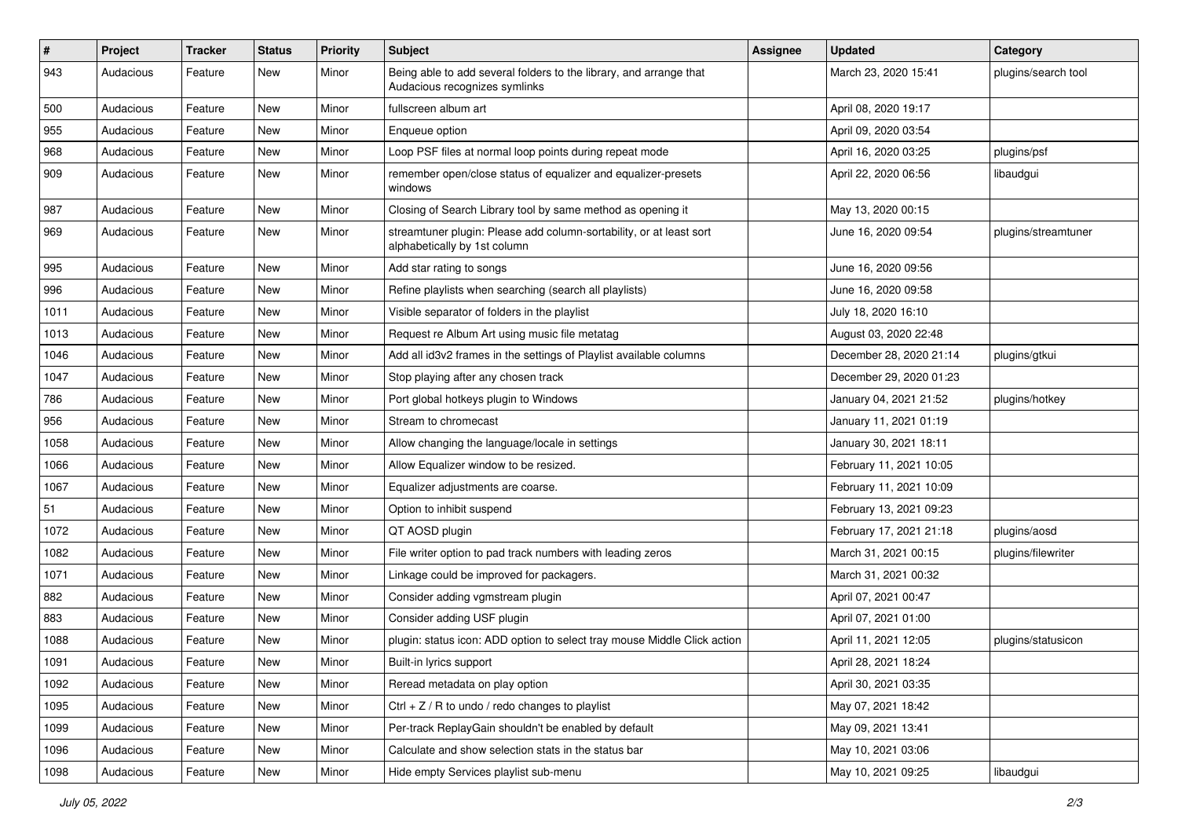| # | Project | Tracker | Status | Priority | Subject | Assignee | Updated | Category |
|---|---|---|---|---|---|---|---|---|
| 943 | Audacious | Feature | New | Minor | Being able to add several folders to the library, and arrange that Audacious recognizes symlinks | | March 23, 2020 15:41 | plugins/search tool |
| 500 | Audacious | Feature | New | Minor | fullscreen album art | | April 08, 2020 19:17 | |
| 955 | Audacious | Feature | New | Minor | Enqueue option | | April 09, 2020 03:54 | |
| 968 | Audacious | Feature | New | Minor | Loop PSF files at normal loop points during repeat mode | | April 16, 2020 03:25 | plugins/psf |
| 909 | Audacious | Feature | New | Minor | remember open/close status of equalizer and equalizer-presets windows | | April 22, 2020 06:56 | libaudgui |
| 987 | Audacious | Feature | New | Minor | Closing of Search Library tool by same method as opening it | | May 13, 2020 00:15 | |
| 969 | Audacious | Feature | New | Minor | streamtuner plugin: Please add column-sortability, or at least sort alphabetically by 1st column | | June 16, 2020 09:54 | plugins/streamtuner |
| 995 | Audacious | Feature | New | Minor | Add star rating to songs | | June 16, 2020 09:56 | |
| 996 | Audacious | Feature | New | Minor | Refine playlists when searching (search all playlists) | | June 16, 2020 09:58 | |
| 1011 | Audacious | Feature | New | Minor | Visible separator of folders in the playlist | | July 18, 2020 16:10 | |
| 1013 | Audacious | Feature | New | Minor | Request re Album Art using music file metatag | | August 03, 2020 22:48 | |
| 1046 | Audacious | Feature | New | Minor | Add all id3v2 frames in the settings of Playlist available columns | | December 28, 2020 21:14 | plugins/gtkui |
| 1047 | Audacious | Feature | New | Minor | Stop playing after any chosen track | | December 29, 2020 01:23 | |
| 786 | Audacious | Feature | New | Minor | Port global hotkeys plugin to Windows | | January 04, 2021 21:52 | plugins/hotkey |
| 956 | Audacious | Feature | New | Minor | Stream to chromecast | | January 11, 2021 01:19 | |
| 1058 | Audacious | Feature | New | Minor | Allow changing the language/locale in settings | | January 30, 2021 18:11 | |
| 1066 | Audacious | Feature | New | Minor | Allow Equalizer window to be resized. | | February 11, 2021 10:05 | |
| 1067 | Audacious | Feature | New | Minor | Equalizer adjustments are coarse. | | February 11, 2021 10:09 | |
| 51 | Audacious | Feature | New | Minor | Option to inhibit suspend | | February 13, 2021 09:23 | |
| 1072 | Audacious | Feature | New | Minor | QT AOSD plugin | | February 17, 2021 21:18 | plugins/aosd |
| 1082 | Audacious | Feature | New | Minor | File writer option to pad track numbers with leading zeros | | March 31, 2021 00:15 | plugins/filewriter |
| 1071 | Audacious | Feature | New | Minor | Linkage could be improved for packagers. | | March 31, 2021 00:32 | |
| 882 | Audacious | Feature | New | Minor | Consider adding vgmstream plugin | | April 07, 2021 00:47 | |
| 883 | Audacious | Feature | New | Minor | Consider adding USF plugin | | April 07, 2021 01:00 | |
| 1088 | Audacious | Feature | New | Minor | plugin: status icon: ADD option to select tray mouse Middle Click action | | April 11, 2021 12:05 | plugins/statusicon |
| 1091 | Audacious | Feature | New | Minor | Built-in lyrics support | | April 28, 2021 18:24 | |
| 1092 | Audacious | Feature | New | Minor | Reread metadata on play option | | April 30, 2021 03:35 | |
| 1095 | Audacious | Feature | New | Minor | Ctrl + Z / R to undo / redo changes to playlist | | May 07, 2021 18:42 | |
| 1099 | Audacious | Feature | New | Minor | Per-track ReplayGain shouldn't be enabled by default | | May 09, 2021 13:41 | |
| 1096 | Audacious | Feature | New | Minor | Calculate and show selection stats in the status bar | | May 10, 2021 03:06 | |
| 1098 | Audacious | Feature | New | Minor | Hide empty Services playlist sub-menu | | May 10, 2021 09:25 | libaudgui |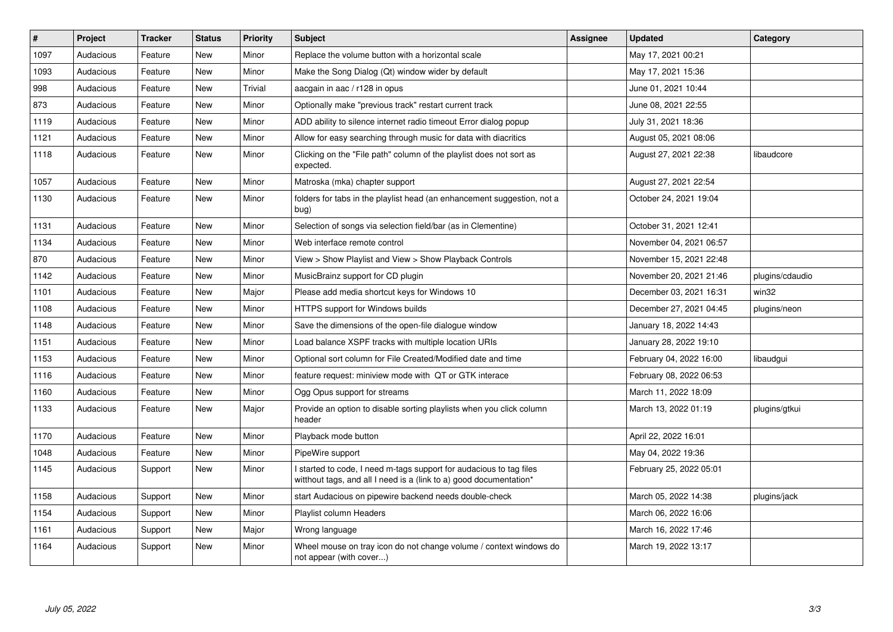| # | Project | Tracker | Status | Priority | Subject | Assignee | Updated | Category |
|---|---|---|---|---|---|---|---|---|
| 1097 | Audacious | Feature | New | Minor | Replace the volume button with a horizontal scale | | May 17, 2021 00:21 | |
| 1093 | Audacious | Feature | New | Minor | Make the Song Dialog (Qt) window wider by default | | May 17, 2021 15:36 | |
| 998 | Audacious | Feature | New | Trivial | aacgain in aac / r128 in opus | | June 01, 2021 10:44 | |
| 873 | Audacious | Feature | New | Minor | Optionally make "previous track" restart current track | | June 08, 2021 22:55 | |
| 1119 | Audacious | Feature | New | Minor | ADD ability to silence internet radio timeout Error dialog popup | | July 31, 2021 18:36 | |
| 1121 | Audacious | Feature | New | Minor | Allow for easy searching through music for data with diacritics | | August 05, 2021 08:06 | |
| 1118 | Audacious | Feature | New | Minor | Clicking on the "File path" column of the playlist does not sort as expected. | | August 27, 2021 22:38 | libaudcore |
| 1057 | Audacious | Feature | New | Minor | Matroska (mka) chapter support | | August 27, 2021 22:54 | |
| 1130 | Audacious | Feature | New | Minor | folders for tabs in the playlist head (an enhancement suggestion, not a bug) | | October 24, 2021 19:04 | |
| 1131 | Audacious | Feature | New | Minor | Selection of songs via selection field/bar (as in Clementine) | | October 31, 2021 12:41 | |
| 1134 | Audacious | Feature | New | Minor | Web interface remote control | | November 04, 2021 06:57 | |
| 870 | Audacious | Feature | New | Minor | View > Show Playlist and View > Show Playback Controls | | November 15, 2021 22:48 | |
| 1142 | Audacious | Feature | New | Minor | MusicBrainz support for CD plugin | | November 20, 2021 21:46 | plugins/cdaudio |
| 1101 | Audacious | Feature | New | Major | Please add media shortcut keys for Windows 10 | | December 03, 2021 16:31 | win32 |
| 1108 | Audacious | Feature | New | Minor | HTTPS support for Windows builds | | December 27, 2021 04:45 | plugins/neon |
| 1148 | Audacious | Feature | New | Minor | Save the dimensions of the open-file dialogue window | | January 18, 2022 14:43 | |
| 1151 | Audacious | Feature | New | Minor | Load balance XSPF tracks with multiple location URIs | | January 28, 2022 19:10 | |
| 1153 | Audacious | Feature | New | Minor | Optional sort column for File Created/Modified date and time | | February 04, 2022 16:00 | libaudgui |
| 1116 | Audacious | Feature | New | Minor | feature request: miniview mode with QT or GTK interace | | February 08, 2022 06:53 | |
| 1160 | Audacious | Feature | New | Minor | Ogg Opus support for streams | | March 11, 2022 18:09 | |
| 1133 | Audacious | Feature | New | Major | Provide an option to disable sorting playlists when you click column header | | March 13, 2022 01:19 | plugins/gtkui |
| 1170 | Audacious | Feature | New | Minor | Playback mode button | | April 22, 2022 16:01 | |
| 1048 | Audacious | Feature | New | Minor | PipeWire support | | May 04, 2022 19:36 | |
| 1145 | Audacious | Support | New | Minor | I started to code, I need m-tags support for audacious to tag files witthout tags, and all I need is a (link to a) good documentation* | | February 25, 2022 05:01 | |
| 1158 | Audacious | Support | New | Minor | start Audacious on pipewire backend needs double-check | | March 05, 2022 14:38 | plugins/jack |
| 1154 | Audacious | Support | New | Minor | Playlist column Headers | | March 06, 2022 16:06 | |
| 1161 | Audacious | Support | New | Major | Wrong language | | March 16, 2022 17:46 | |
| 1164 | Audacious | Support | New | Minor | Wheel mouse on tray icon do not change volume / context windows do not appear (with cover...) | | March 19, 2022 13:17 | |